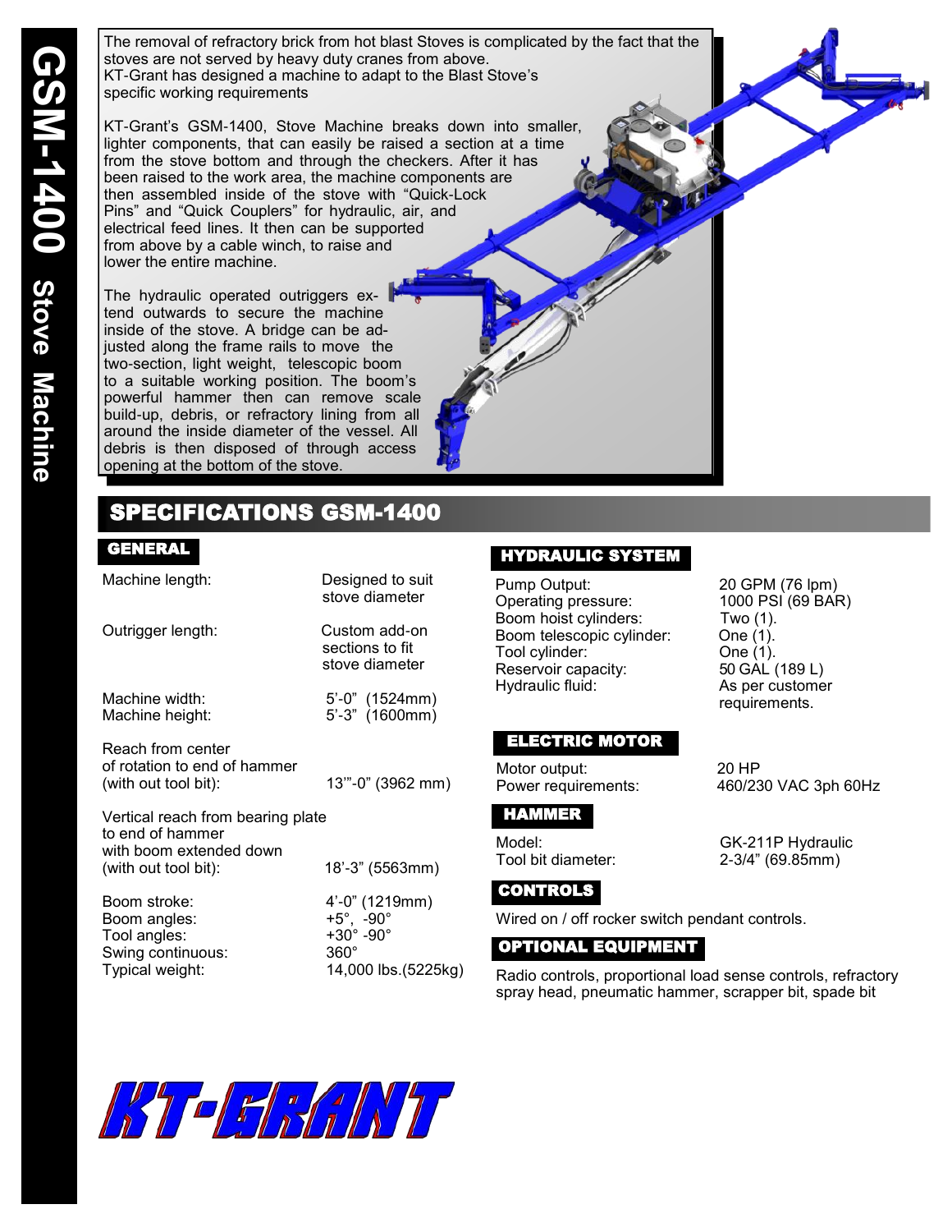# GSM-1400 Stove Machine

The removal of refractory brick from hot blast Stoves is complicated by the fact that the stoves are not served by heavy duty cranes from above. KT-Grant has designed a machine to adapt to the Blast Stove's specific working requirements

KT-Grant's GSM-1400, Stove Machine breaks down into smaller, lighter components, that can easily be raised a section at a time from the stove bottom and through the checkers. After it has been raised to the work area, the machine components are then assembled inside of the stove with "Quick-Lock Pins" and "Quick Couplers" for hydraulic, air, and electrical feed lines. It then can be supported from above by a cable winch, to raise and lower the entire machine.

The hydraulic operated outriggers extend outwards to secure the machine inside of the stove. A bridge can be adjusted along the frame rails to move the two-section, light weight, telescopic boom to a suitable working position. The boom's powerful hammer then can remove scale build-up, debris, or refractory lining from all around the inside diameter of the vessel. All debris is then disposed of through access opening at the bottom of the stove.

## SPECIFICATIONS GSM-1400

### GENERAL

| | |
|---|---|
| Machine length: | Designed to suit stove diameter |
| Outrigger length: | Custom add-on sections to fit stove diameter |
| Machine width: | 5'-0" (1524mm) |
| Machine height: | 5'-3" (1600mm) |
| Reach from center of rotation to end of hammer (with out tool bit): | 13'"-0" (3962 mm) |
| Vertical reach from bearing plate to end of hammer with boom extended down (with out tool bit): | 18'-3" (5563mm) |
| Boom stroke: | 4'-0" (1219mm) |
| Boom angles: | +5°, -90° |
| Tool angles: | +30° -90° |
| Swing continuous: | 360° |
| Typical weight: | 14,000 lbs.(5225kg) |

### HYDRAULIC SYSTEM

| | |
|---|---|
| Pump Output: | 20 GPM (76 lpm) |
| Operating pressure: | 1000 PSI (69 BAR) |
| Boom hoist cylinders: | Two (1). |
| Boom telescopic cylinder: | One (1). |
| Tool cylinder: | One (1). |
| Reservoir capacity: | 50 GAL (189 L) |
| Hydraulic fluid: | As per customer requirements. |

### ELECTRIC MOTOR

| | |
|---|---|
| Motor output: | 20 HP |
| Power requirements: | 460/230 VAC 3ph 60Hz |

### HAMMER

| | |
|---|---|
| Model: | GK-211P Hydraulic |
| Tool bit diameter: | 2-3/4" (69.85mm) |

### CONTROLS

Wired on / off rocker switch pendant controls.

### OPTIONAL EQUIPMENT

Radio controls, proportional load sense controls, refractory spray head, pneumatic hammer, scrapper bit, spade bit

KT-GRANT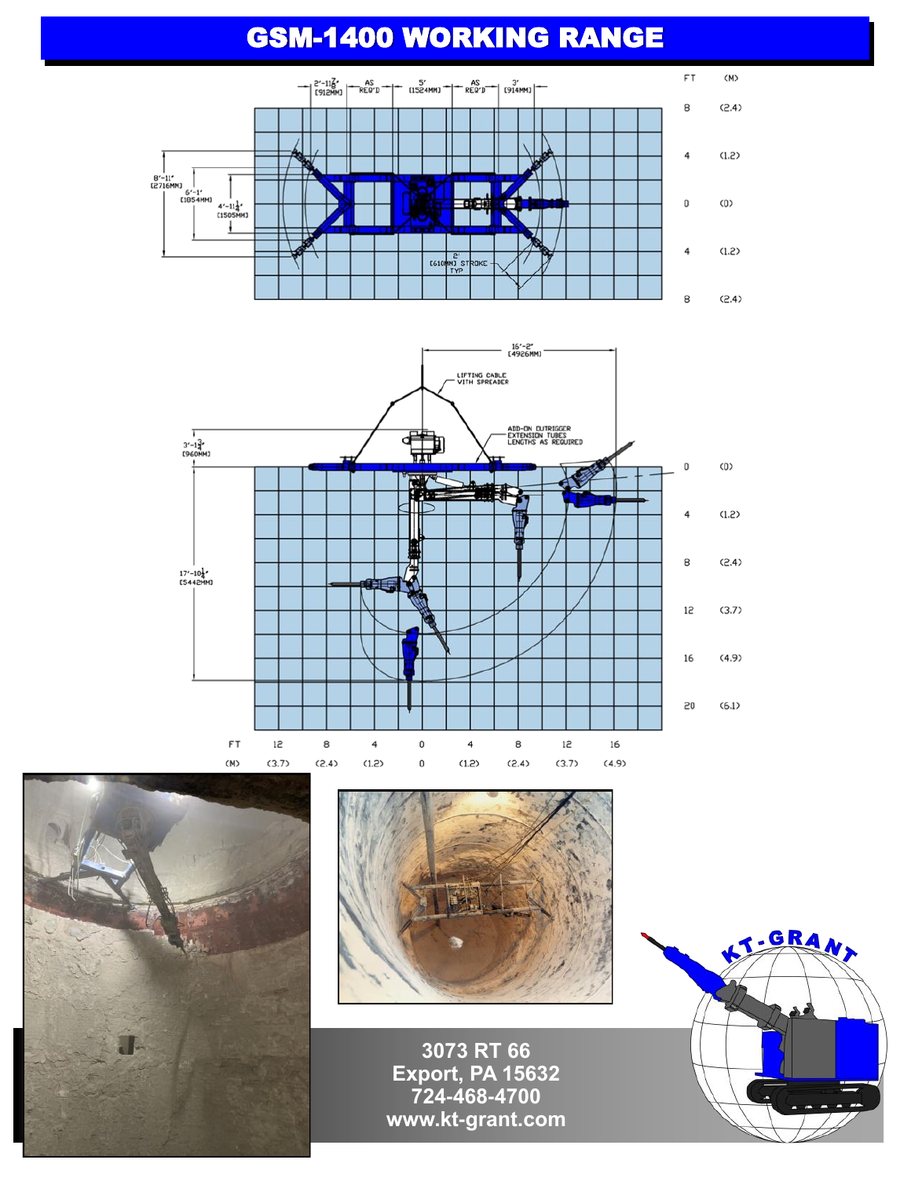# GSM-1400 WORKING RANGE

2'-11⅞" [912MM]

AS REQ'D

5' [1524MM]

AS REQ'D

3' [914MM]

FT (M)

8 (2.4)

4 (1.2)

0 (0)

4 (1.2)

8 (2.4)

8'-11" [2716MM]

6'-1" [1854MM]

4'-11¼" [1505MM]

2' [610MM] STROKE TYP

16'-2" [4926MM]

LIFTING CABLE WITH SPREADER

ADD-ON OUTRIGGER EXTENSION TUBES LENGTHS AS REQUIRED

3'-1¾" [960MM]

17'-10¼" [5442MM]

0 (0)

4 (1.2)

8 (2.4)

12 (3.7)

16 (4.9)

20 (6.1)

FT 12 8 4 0 4 8 12 16

(M) (3.7) (2.4) (1.2) 0 (1.2) (2.4) (3.7) (4.9)

KT-GRANT

3073 RT 66
Export, PA 15632
724-468-4700
www.kt-grant.com